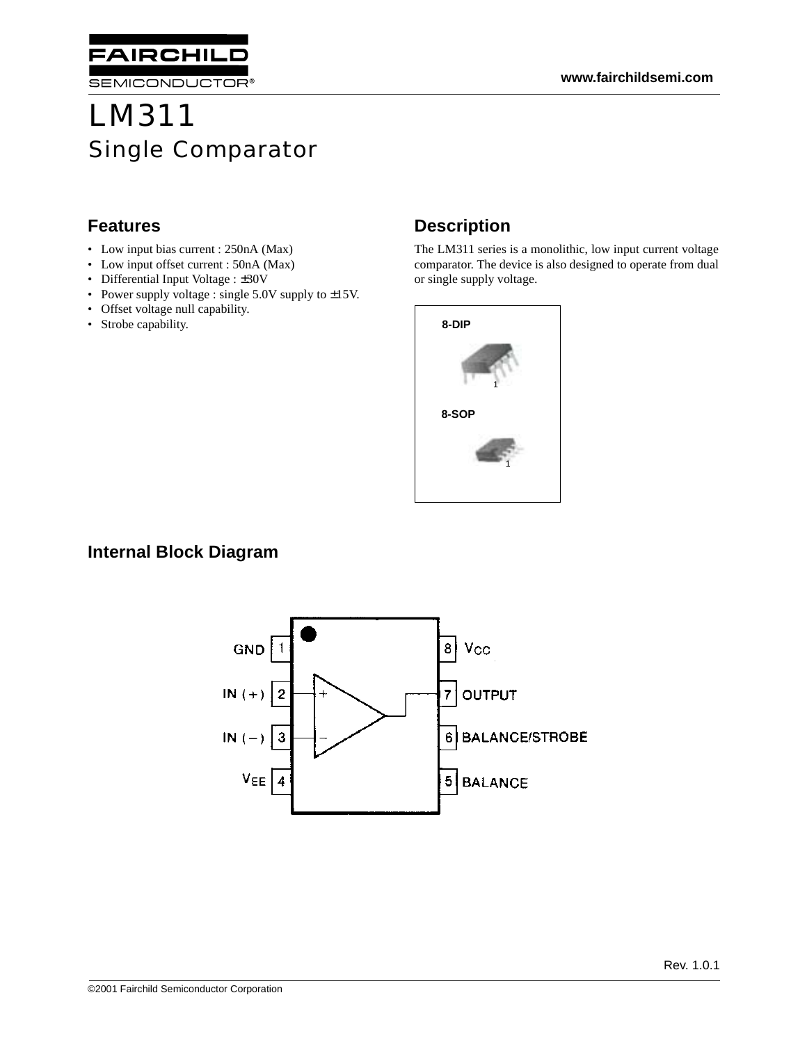# LM311

## Single Comparator

### Features

- Low input bias current : 250nA (Max)
- Low input offset current : 50nA (Max)
- Differential Input Voltage : ±30V
- Power supply voltage : single 5.0V supply to ±15V.
- Offset voltage null capability.
- Strobe capability.

### Description

The LM311 series is a monolithic, low input current voltage comparator. The device is also designed to operate from dual or single supply voltage.

8-DIP

8-SOP

### Internal Block Diagram

GND 1
IN (+) 2
IN (−) 3
$V_{EE}$ 4
8 $V_{CC}$
7 OUTPUT
6 BALANCE/STROBE
5 BALANCE

Rev. 1.0.1

©2001 Fairchild Semiconductor Corporation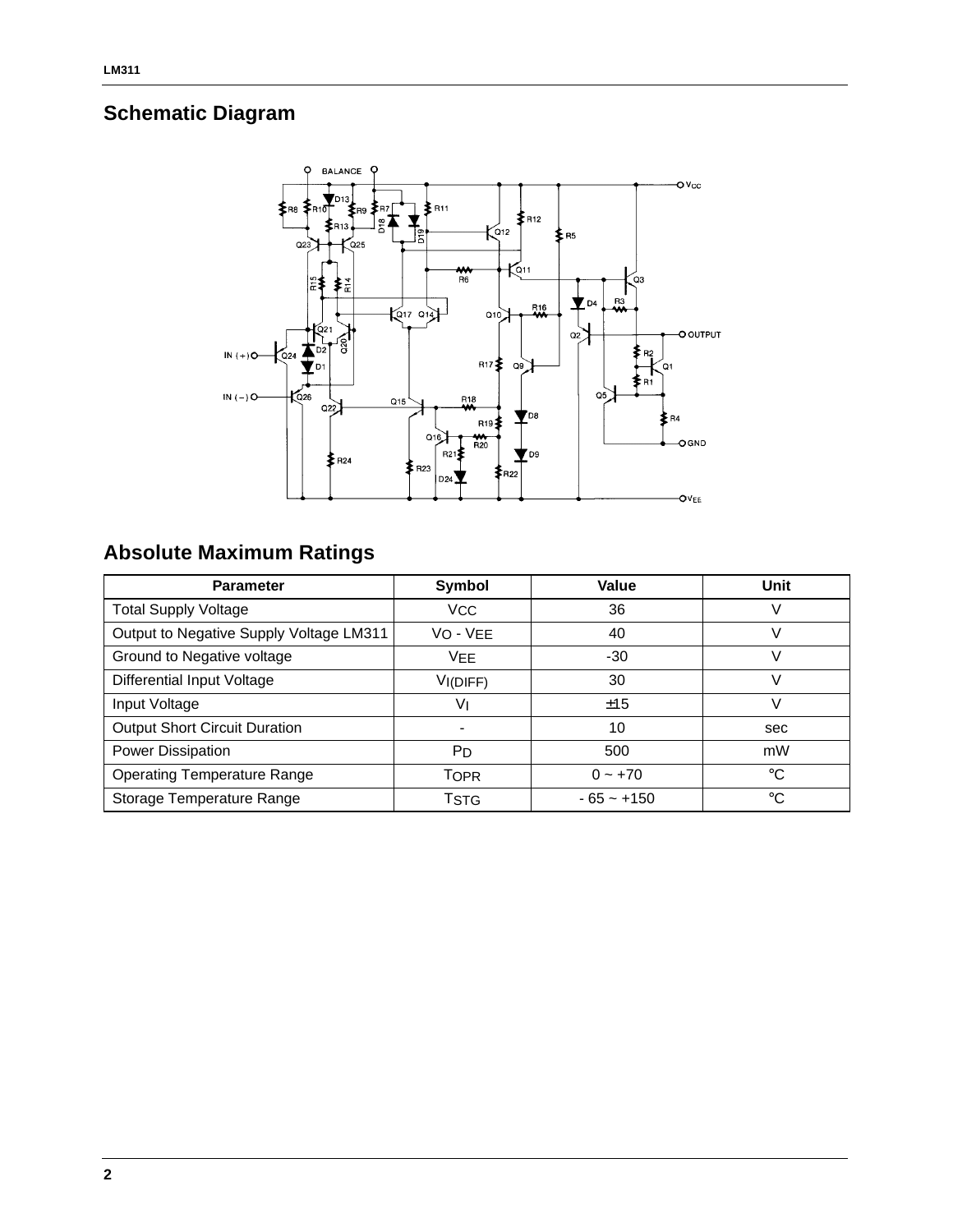## Schematic Diagram

## Absolute Maximum Ratings

| Parameter | Symbol | Value | Unit |
|---|---|---|---|
| Total Supply Voltage | $V_{CC}$ | 36 | V |
| Output to Negative Supply Voltage LM311 | $V_O$ - $V_{EE}$ | 40 | V |
| Ground to Negative voltage | $V_{EE}$ | -30 | V |
| Differential Input Voltage | $V_{I(DIFF)}$ | 30 | V |
| Input Voltage | $V_I$ | ±15 | V |
| Output Short Circuit Duration | - | 10 | sec |
| Power Dissipation | $P_D$ | 500 | mW |
| Operating Temperature Range | $T_{OPR}$ | 0 ~ +70 | °C |
| Storage Temperature Range | $T_{STG}$ | - 65 ~ +150 | °C |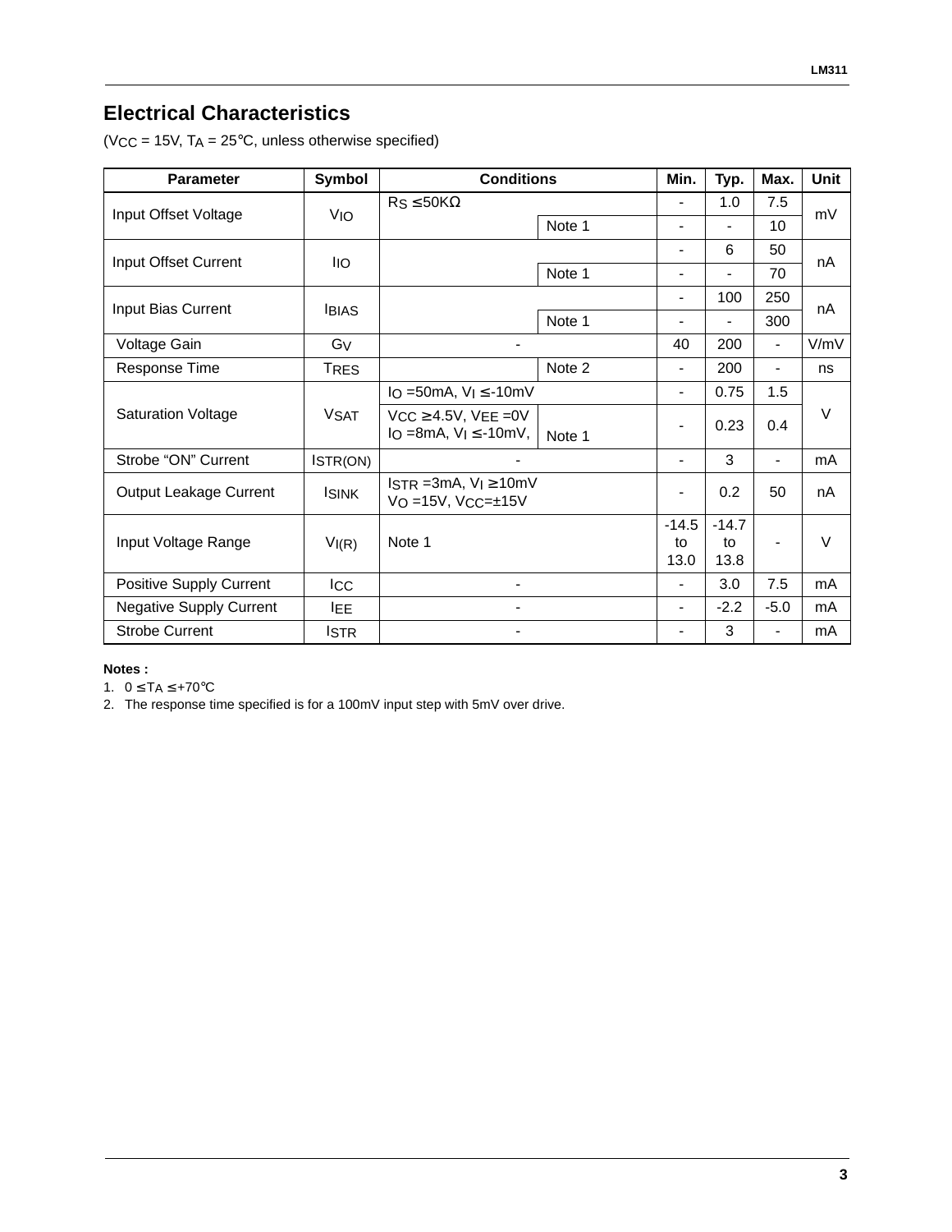## Electrical Characteristics

($V_{CC}$ = 15V, $T_A$ = 25°C, unless otherwise specified)

| Parameter | Symbol | Conditions | | Min. | Typ. | Max. | Unit |
|---|---|---|---|---|---|---|---|
| Input Offset Voltage | $V_{IO}$ | $R_S \leq 50K\Omega$ | | - | 1.0 | 7.5 | mV |
| | | | Note 1 | - | - | 10 | |
| Input Offset Current | $I_{IO}$ | | | - | 6 | 50 | nA |
| | | | Note 1 | - | - | 70 | |
| Input Bias Current | $I_{BIAS}$ | | | - | 100 | 250 | nA |
| | | | Note 1 | - | - | 300 | |
| Voltage Gain | $G_V$ | - | | 40 | 200 | - | V/mV |
| Response Time | $T_{RES}$ | | Note 2 | - | 200 | - | ns |
| Saturation Voltage | $V_{SAT}$ | $I_O$ =50mA, $V_I \leq$ -10mV | | - | 0.75 | 1.5 | V |
| | | $V_{CC} \geq$ 4.5V, $V_{EE}$ =0V $I_O$ =8mA, $V_I \leq$ -10mV, | Note 1 | - | 0.23 | 0.4 | |
| Strobe "ON" Current | $I_{STR(ON)}$ | - | | - | 3 | - | mA |
| Output Leakage Current | $I_{SINK}$ | $I_{STR}$ =3mA, $V_I \geq$ 10mV $V_O$ =15V, $V_{CC}$=±15V | | - | 0.2 | 50 | nA |
| Input Voltage Range | $V_{I(R)}$ | Note 1 | | -14.5 to 13.0 | -14.7 to 13.8 | - | V |
| Positive Supply Current | $I_{CC}$ | - | | - | 3.0 | 7.5 | mA |
| Negative Supply Current | $I_{EE}$ | - | | - | -2.2 | -5.0 | mA |
| Strobe Current | $I_{STR}$ | - | | - | 3 | - | mA |

**Notes :**

1. $0 \leq T_A \leq +70$°C
2. The response time specified is for a 100mV input step with 5mV over drive.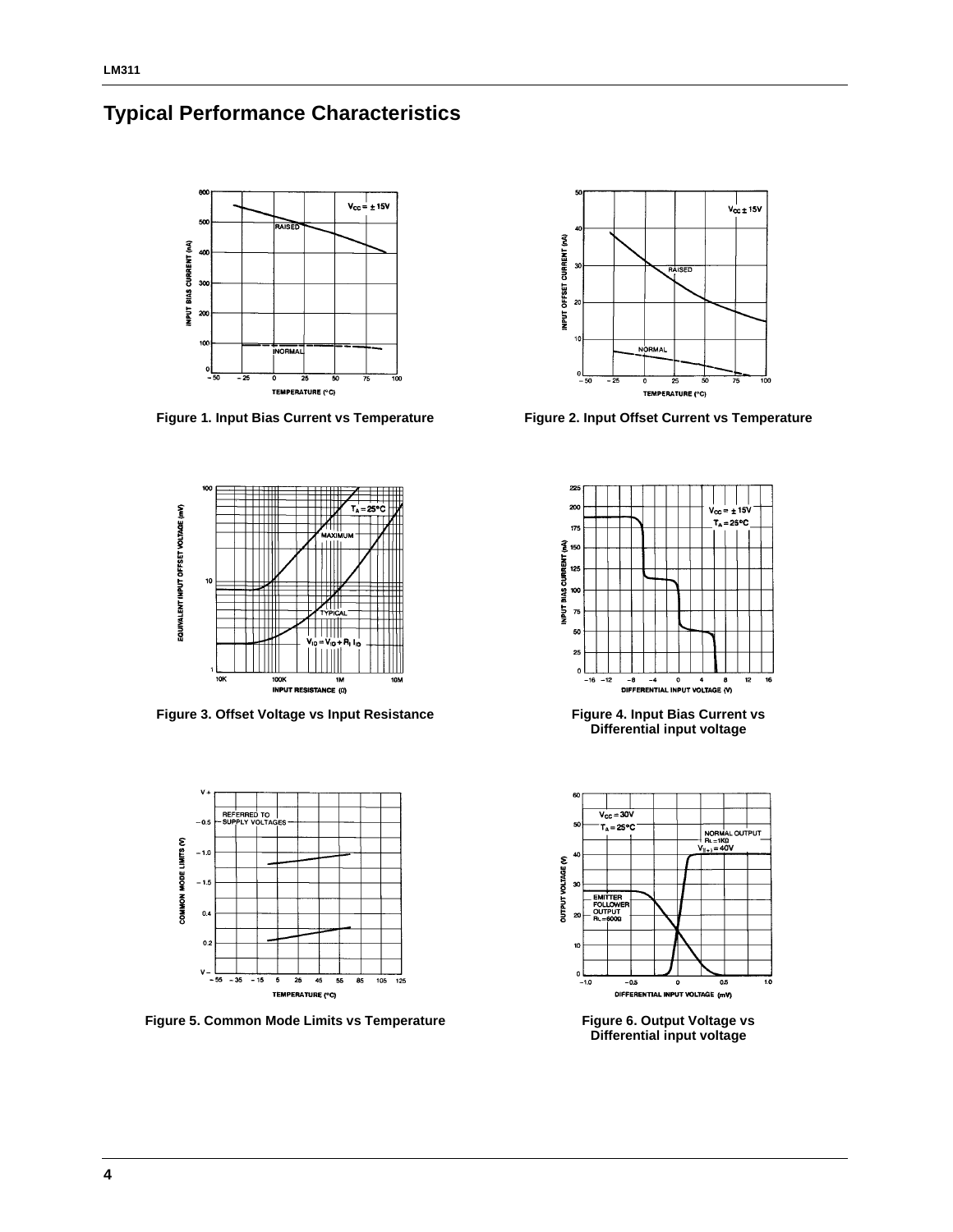# Typical Performance Characteristics

Figure 1. Input Bias Current vs Temperature

Figure 2. Input Offset Current vs Temperature

Figure 3. Offset Voltage vs Input Resistance

Figure 4. Input Bias Current vs Differential input voltage

Figure 5. Common Mode Limits vs Temperature

Figure 6. Output Voltage vs Differential input voltage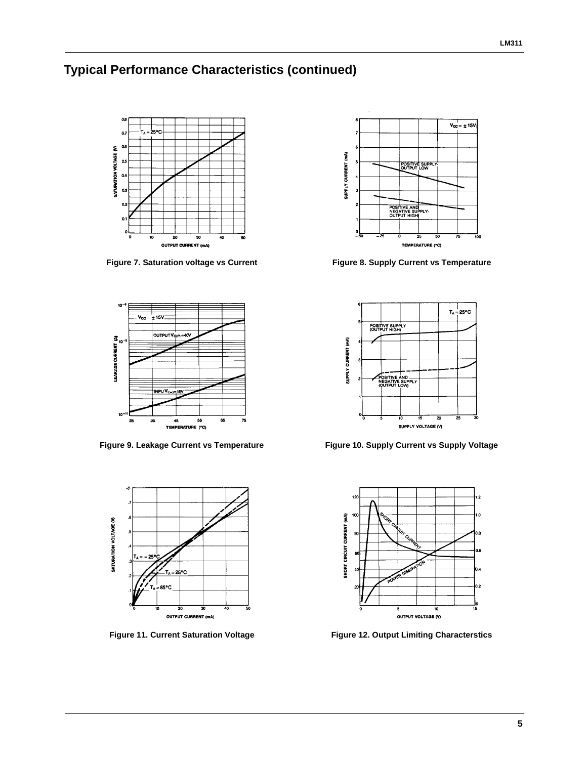## Typical Performance Characteristics (continued)

Figure 7. Saturation voltage vs Current

Figure 8. Supply Current vs Temperature

Figure 9. Leakage Current vs Temperature

Figure 10. Supply Current vs Supply Voltage

Figure 11. Current Saturation Voltage

Figure 12. Output Limiting Characterstics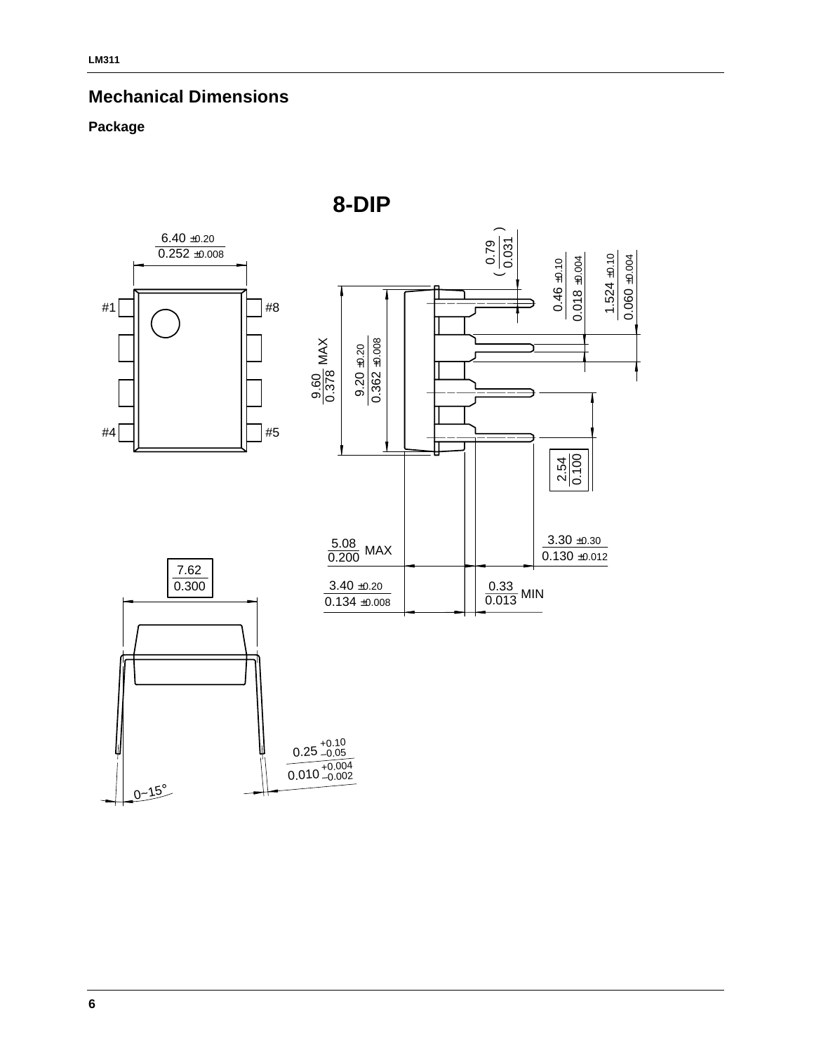## Mechanical Dimensions

### Package

**8-DIP**

6.40 ±0.20 / 0.252 ±0.008

#1 #8 #4 #5

9.60 / 0.378 MAX

9.20 ±0.20 / 0.362 ±0.008

( 0.79 / 0.031 )

0.46 ±0.10 / 0.018 ±0.004

1.524 ±0.10 / 0.060 ±0.004

2.54 / 0.100

5.08 / 0.200 MAX

3.30 ±0.30 / 0.130 ±0.012

3.40 ±0.20 / 0.134 ±0.008

0.33 / 0.013 MIN

7.62 / 0.300

$0.25\ ^{+0.10}_{-0.05}$

$0.010\ ^{+0.004}_{-0.002}$

0~15°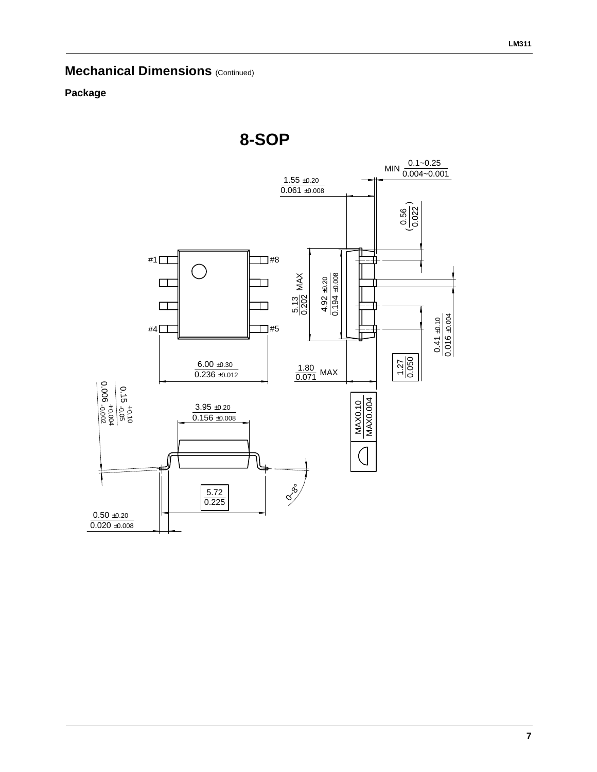## Mechanical Dimensions (Continued)

### Package

**8-SOP**

MIN 0.1~0.25 / 0.004~0.001

1.55 ±0.20 / 0.061 ±0.008

(0.56 / 0.022)

#1 #8 #4 #5

5.13 / 0.202 MAX

4.92 ±0.20 / 0.194 ±0.008

0.41 ±0.10 / 0.016 ±0.004

1.27 / 0.050

6.00 ±0.30 / 0.236 ±0.012

1.80 / 0.071 MAX

MAX0.10 / MAX0.004

0.15 +0.10 -0.05 / 0.006 +0.004 -0.002

3.95 ±0.20 / 0.156 ±0.008

5.72 / 0.225

0~8°

0.50 ±0.20 / 0.020 ±0.008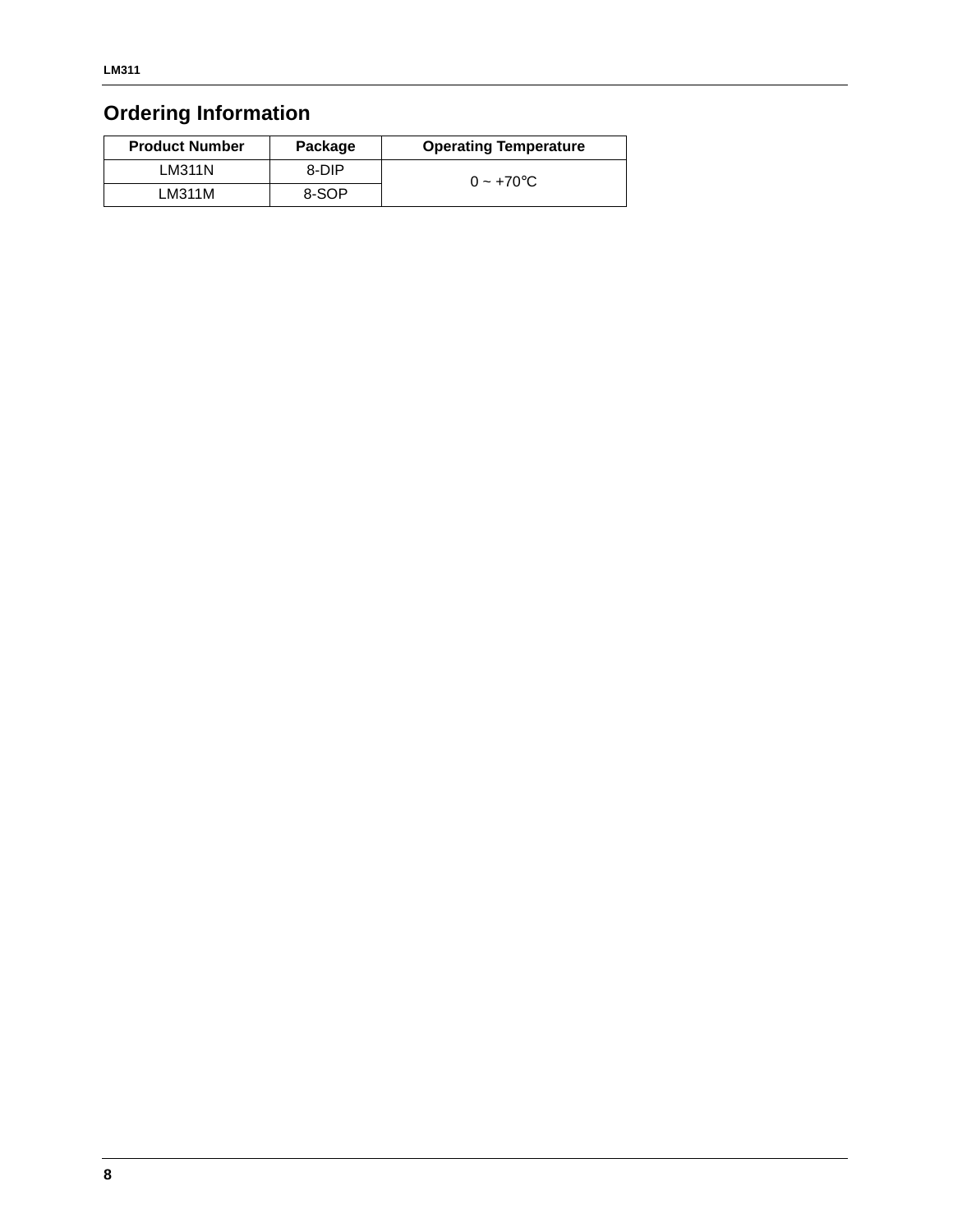## Ordering Information

| Product Number | Package | Operating Temperature |
| --- | --- | --- |
| LM311N | 8-DIP | 0 ~ +70°C |
| LM311M | 8-SOP | |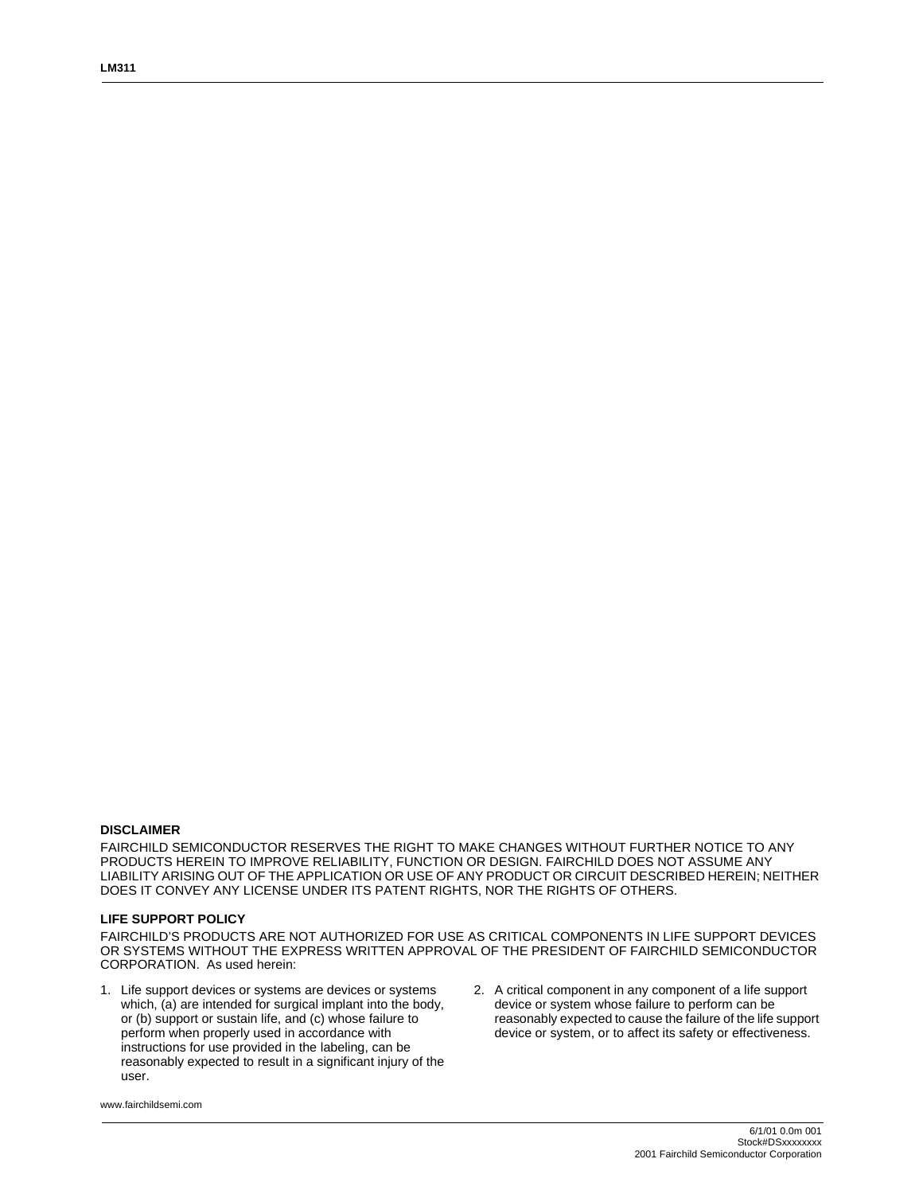## DISCLAIMER

FAIRCHILD SEMICONDUCTOR RESERVES THE RIGHT TO MAKE CHANGES WITHOUT FURTHER NOTICE TO ANY PRODUCTS HEREIN TO IMPROVE RELIABILITY, FUNCTION OR DESIGN. FAIRCHILD DOES NOT ASSUME ANY LIABILITY ARISING OUT OF THE APPLICATION OR USE OF ANY PRODUCT OR CIRCUIT DESCRIBED HEREIN; NEITHER DOES IT CONVEY ANY LICENSE UNDER ITS PATENT RIGHTS, NOR THE RIGHTS OF OTHERS.

## LIFE SUPPORT POLICY

FAIRCHILD'S PRODUCTS ARE NOT AUTHORIZED FOR USE AS CRITICAL COMPONENTS IN LIFE SUPPORT DEVICES OR SYSTEMS WITHOUT THE EXPRESS WRITTEN APPROVAL OF THE PRESIDENT OF FAIRCHILD SEMICONDUCTOR CORPORATION. As used herein:

1. Life support devices or systems are devices or systems which, (a) are intended for surgical implant into the body, or (b) support or sustain life, and (c) whose failure to perform when properly used in accordance with instructions for use provided in the labeling, can be reasonably expected to result in a significant injury of the user.
2. A critical component in any component of a life support device or system whose failure to perform can be reasonably expected to cause the failure of the life support device or system, or to affect its safety or effectiveness.

www.fairchildsemi.com

6/1/01 0.0m 001
Stock#DSxxxxxxxx
2001 Fairchild Semiconductor Corporation